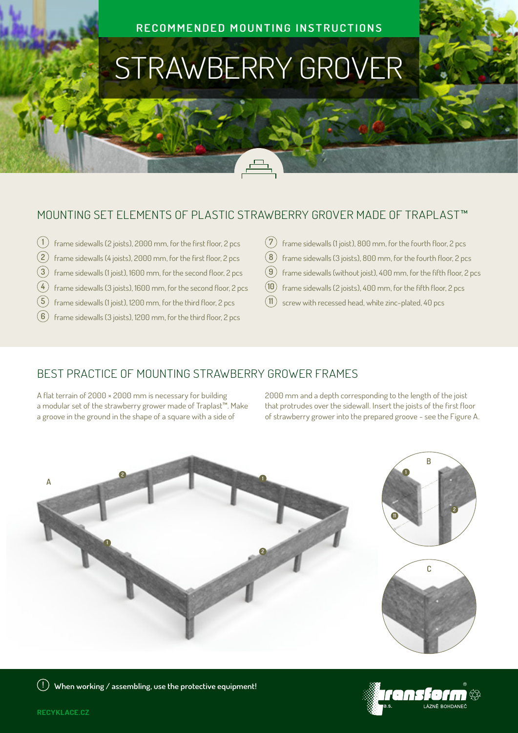RECOMMENDED MOUNTING INSTRUCTIONS

# STRAWBERRY GROVER

## MOUNTING SET ELEMENTS OF PLASTIC STRAWBERRY GROVER MADE OF TRAPLAST™

1. frame sidewalls (2 joists), 2000 mm, for the first floor, 2 pcs
2. frame sidewalls (4 joists), 2000 mm, for the first floor, 2 pcs
3. frame sidewalls (1 joist), 1600 mm, for the second floor, 2 pcs
4. frame sidewalls (3 joists), 1600 mm, for the second floor, 2 pcs
5. frame sidewalls (1 joist), 1200 mm, for the third floor, 2 pcs
6. frame sidewalls (3 joists), 1200 mm, for the third floor, 2 pcs
7. frame sidewalls (1 joist), 800 mm, for the fourth floor, 2 pcs
8. frame sidewalls (3 joists), 800 mm, for the fourth floor, 2 pcs
9. frame sidewalls (without joist), 400 mm, for the fifth floor, 2 pcs
10. frame sidewalls (2 joists), 400 mm, for the fifth floor, 2 pcs
11. screw with recessed head, white zinc-plated, 40 pcs

## BEST PRACTICE OF MOUNTING STRAWBERRY GROWER FRAMES

A flat terrain of 2000 × 2000 mm is necessary for building a modular set of the strawberry grower made of Traplast™. Make a groove in the ground in the shape of a square with a side of 2000 mm and a depth corresponding to the length of the joist that protrudes over the sidewall. Insert the joists of the first floor of strawberry grower into the prepared groove - see the Figure A.

A

B

C

When working / assembling, use the protective equipment!

RECYKLACE.CZ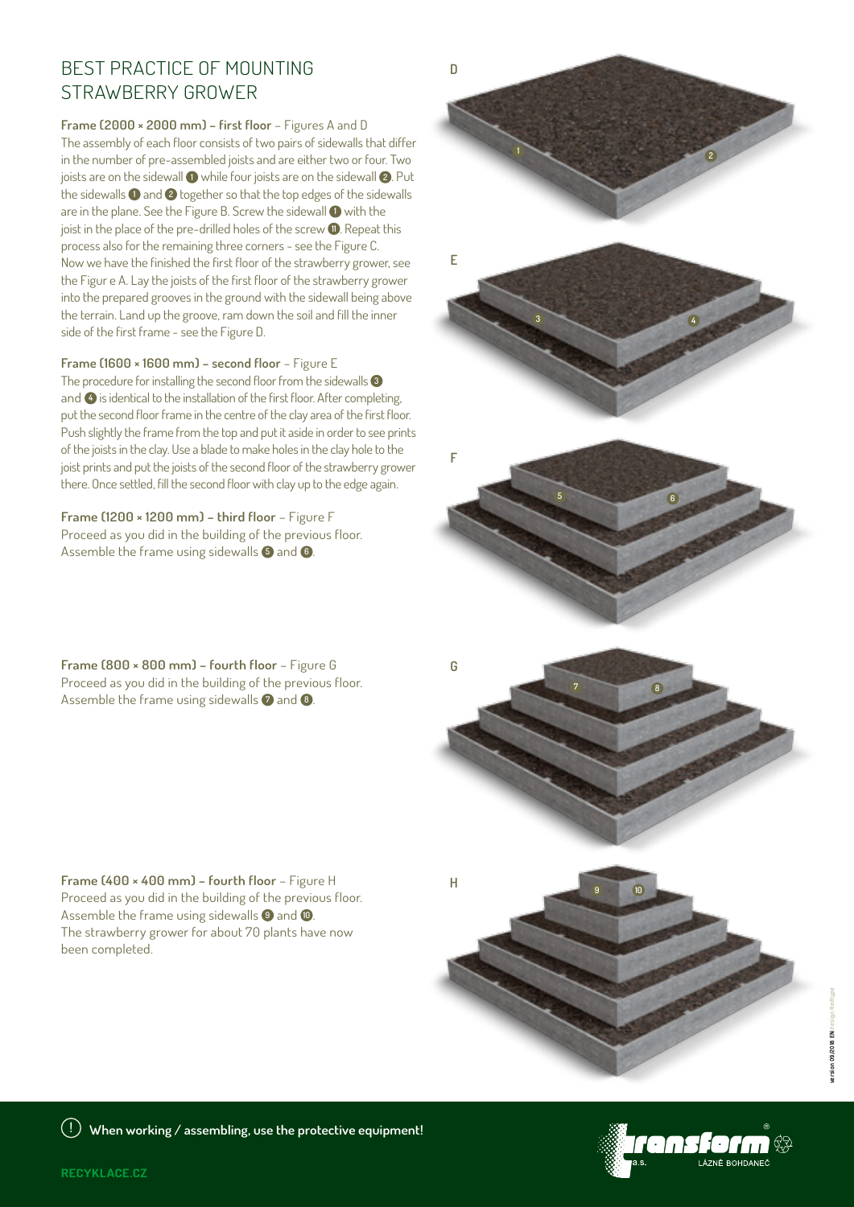# BEST PRACTICE OF MOUNTING STRAWBERRY GROWER

**Frame (2000 × 2000 mm) – first floor** – Figures A and D
The assembly of each floor consists of two pairs of sidewalls that differ in the number of pre-assembled joists and are either two or four. Two joists are on the sidewall 1 while four joists are on the sidewall 2. Put the sidewalls 1 and 2 together so that the top edges of the sidewalls are in the plane. See the Figure B. Screw the sidewall 1 with the joist in the place of the pre-drilled holes of the screw 11. Repeat this process also for the remaining three corners - see the Figure C. Now we have the finished the first floor of the strawberry grower, see the Figur e A. Lay the joists of the first floor of the strawberry grower into the prepared grooves in the ground with the sidewall being above the terrain. Land up the groove, ram down the soil and fill the inner side of the first frame - see the Figure D.

**Frame (1600 × 1600 mm) – second floor** – Figure E
The procedure for installing the second floor from the sidewalls 3 and 4 is identical to the installation of the first floor. After completing, put the second floor frame in the centre of the clay area of the first floor. Push slightly the frame from the top and put it aside in order to see prints of the joists in the clay. Use a blade to make holes in the clay hole to the joist prints and put the joists of the second floor of the strawberry grower there. Once settled, fill the second floor with clay up to the edge again.

**Frame (1200 × 1200 mm) – third floor** – Figure F
Proceed as you did in the building of the previous floor. Assemble the frame using sidewalls 5 and 6.

**Frame (800 × 800 mm) – fourth floor** – Figure G
Proceed as you did in the building of the previous floor. Assemble the frame using sidewalls 7 and 8.

**Frame (400 × 400 mm) – fourth floor** – Figure H
Proceed as you did in the building of the previous floor. Assemble the frame using sidewalls 9 and 10.
The strawberry grower for about 70 plants have now been completed.

D

1 2

E

3 4

F

5 6

G

7 8

H

9 10

version 09/2018 EN

**When working / assembling, use the protective equipment!**

transform a.s. LÁZNĚ BOHDANEČ

RECYKLACE.CZ